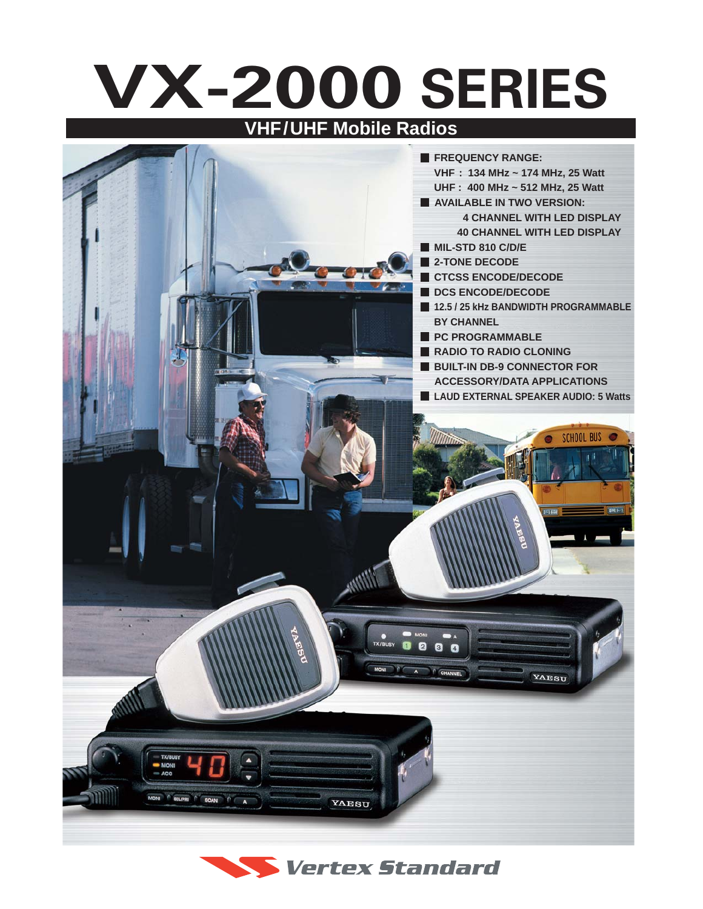# VX-2000 SERIES

## VHF/UHF Mobile Radios

- **FREQUENCY RANGE:**
  **VHF : 134 MHz ~ 174 MHz, 25 Watt**
  **UHF : 400 MHz ~ 512 MHz, 25 Watt**
- **AVAILABLE IN TWO VERSION:**
  **4 CHANNEL WITH LED DISPLAY**
  **40 CHANNEL WITH LED DISPLAY**
- **MIL-STD 810 C/D/E**
- **2-TONE DECODE**
- **CTCSS ENCODE/DECODE**
- **DCS ENCODE/DECODE**
- **12.5 / 25 kHz BANDWIDTH PROGRAMMABLE BY CHANNEL**
- **PC PROGRAMMABLE**
- **RADIO TO RADIO CLONING**
- **BUILT-IN DB-9 CONNECTOR FOR ACCESSORY/DATA APPLICATIONS**
- **LAUD EXTERNAL SPEAKER AUDIO: 5 Watts**

*Vertex Standard*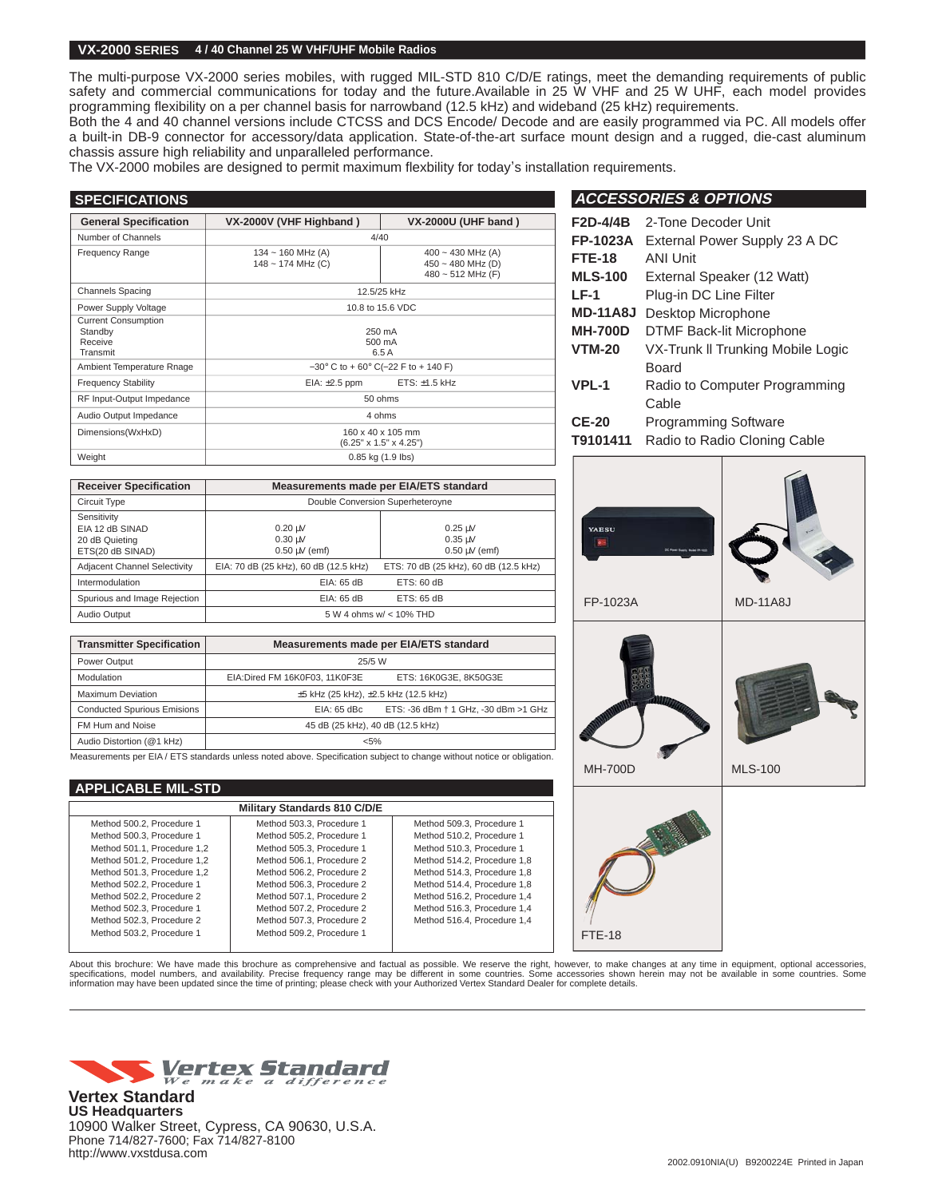## VX-2000 SERIES 4 / 40 Channel 25 W VHF/UHF Mobile Radios

The multi-purpose VX-2000 series mobiles, with rugged MIL-STD 810 C/D/E ratings, meet the demanding requirements of public safety and commercial communications for today and the future.Available in 25 W VHF and 25 W UHF, each model provides programming flexibility on a per channel basis for narrowband (12.5 kHz) and wideband (25 kHz) requirements.

Both the 4 and 40 channel versions include CTCSS and DCS Encode/ Decode and are easily programmed via PC. All models offer a built-in DB-9 connector for accessory/data application. State-of-the-art surface mount design and a rugged, die-cast aluminum chassis assure high reliability and unparalleled performance.

The VX-2000 mobiles are designed to permit maximum flexbility for today's installation requirements.

## SPECIFICATIONS

| General Specification | VX-2000V (VHF Highband ) | VX-2000U (UHF band ) |
|---|---|---|
| Number of Channels | 4/40 | |
| Frequency Range | 134 ~ 160 MHz (A)<br>148 ~ 174 MHz (C) | 400 ~ 430 MHz (A)<br>450 ~ 480 MHz (D)<br>480 ~ 512 MHz (F) |
| Channels Spacing | 12.5/25 kHz | |
| Power Supply Voltage | 10.8 to 15.6 VDC | |
| Current Consumption<br>Standby<br>Receive<br>Transmit | <br>250 mA<br>500 mA<br>6.5 A | |
| Ambient Temperature Rnage | –30° C to + 60° C(–22 F to + 140 F) | |
| Frequency Stability | EIA: ±2.5 ppm ETS: ±1.5 kHz | |
| RF Input-Output Impedance | 50 ohms | |
| Audio Output Impedance | 4 ohms | |
| Dimensions(WxHxD) | 160 x 40 x 105 mm<br>(6.25" x 1.5" x 4.25") | |
| Weight | 0.85 kg (1.9 lbs) | |

| Receiver Specification | Measurements made per EIA/ETS standard | |
|---|---|---|
| Circuit Type | Double Conversion Superheteroyne | |
| Sensitivity<br>EIA 12 dB SINAD<br>20 dB Quieting<br>ETS(20 dB SINAD) | <br>0.20 µV<br>0.30 µV<br>0.50 µV (emf) | <br>0.25 µV<br>0.35 µV<br>0.50 µV (emf) |
| Adjacent Channel Selectivity | EIA: 70 dB (25 kHz), 60 dB (12.5 kHz) | ETS: 70 dB (25 kHz), 60 dB (12.5 kHz) |
| Intermodulation | EIA: 65 dB | ETS: 60 dB |
| Spurious and Image Rejection | EIA: 65 dB | ETS: 65 dB |
| Audio Output | 5 W 4 ohms w/ < 10% THD | |

| Transmitter Specification | Measurements made per EIA/ETS standard | |
|---|---|---|
| Power Output | 25/5 W | |
| Modulation | EIA:Dired FM 16K0F03, 11K0F3E | ETS: 16K0G3E, 8K50G3E |
| Maximum Deviation | ±5 kHz (25 kHz), ±2.5 kHz (12.5 kHz) | |
| Conducted Spurious Emisions | EIA: 65 dBc | ETS: -36 dBm † 1 GHz, -30 dBm >1 GHz |
| FM Hum and Noise | 45 dB (25 kHz), 40 dB (12.5 kHz) | |
| Audio Distortion (@1 kHz) | <5% | |

Measurements per EIA / ETS standards unless noted above. Specification subject to change without notice or obligation.

## APPLICABLE MIL-STD

| Military Standards 810 C/D/E | | |
|---|---|---|
| Method 500.2, Procedure 1 | Method 503.3, Procedure 1 | Method 509.3, Procedure 1 |
| Method 500.3, Procedure 1 | Method 505.2, Procedure 1 | Method 510.2, Procedure 1 |
| Method 501.1, Procedure 1,2 | Method 505.3, Procedure 1 | Method 510.3, Procedure 1 |
| Method 501.2, Procedure 1,2 | Method 506.1, Procedure 2 | Method 514.2, Procedure 1,8 |
| Method 501.3, Procedure 1,2 | Method 506.2, Procedure 2 | Method 514.3, Procedure 1,8 |
| Method 502.2, Procedure 1 | Method 506.3, Procedure 2 | Method 514.4, Procedure 1,8 |
| Method 502.2, Procedure 2 | Method 507.1, Procedure 2 | Method 516.2, Procedure 1,4 |
| Method 502.3, Procedure 1 | Method 507.2, Procedure 2 | Method 516.3, Procedure 1,4 |
| Method 502.3, Procedure 2 | Method 507.3, Procedure 2 | Method 516.4, Procedure 1,4 |
| Method 503.2, Procedure 1 | Method 509.2, Procedure 1 | |

## ACCESSORIES & OPTIONS

- **F2D-4/4B** 2-Tone Decoder Unit
- **FP-1023A** External Power Supply 23 A DC
- **FTE-18** ANI Unit
- **MLS-100** External Speaker (12 Watt)
- **LF-1** Plug-in DC Line Filter
- **MD-11A8J** Desktop Microphone
- **MH-700D** DTMF Back-lit Microphone
- **VTM-20** VX-Trunk ll Trunking Mobile Logic Board
- **VPL-1** Radio to Computer Programming Cable
- **CE-20** Programming Software
- **T9101411** Radio to Radio Cloning Cable

FP-1023A

MD-11A8J

MH-700D

MLS-100

FTE-18

About this brochure: We have made this brochure as comprehensive and factual as possible. We reserve the right, however, to make changes at any time in equipment, optional accessories, specifications, model numbers, and availability. Precise frequency range may be different in some countries. Some accessories shown herein may not be available in some countries. Some information may have been updated since the time of printing; please check with your Authorized Vertex Standard Dealer for complete details.

Vertex Standard
*We make a difference*

**Vertex Standard**
**US Headquarters**
10900 Walker Street, Cypress, CA 90630, U.S.A.
Phone 714/827-7600; Fax 714/827-8100
http://www.vxstdusa.com

2002.0910NIA(U) B9200224E Printed in Japan